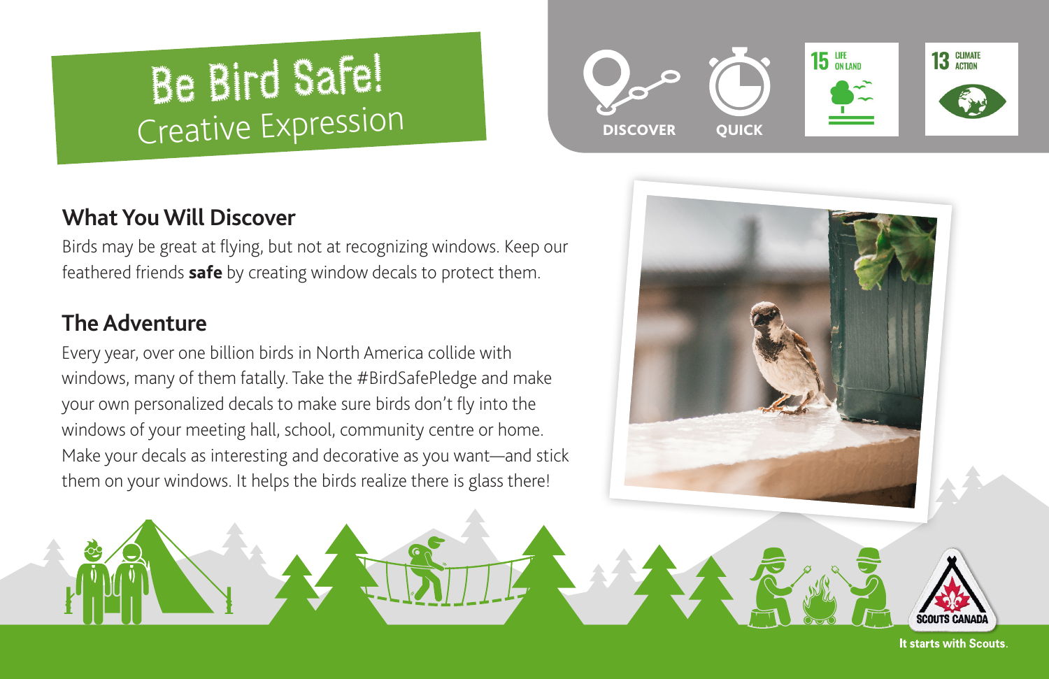# Be Bird Safe!

## Creative Expression

DISCOVER QUICK

15 LIFE ON LAND

13 CLIMATE ACTION

### What You Will Discover

Birds may be great at flying, but not at recognizing windows. Keep our feathered friends **safe** by creating window decals to protect them.

### The Adventure

Every year, over one billion birds in North America collide with windows, many of them fatally. Take the #BirdSafePledge and make your own personalized decals to make sure birds don't fly into the windows of your meeting hall, school, community centre or home. Make your decals as interesting and decorative as you want—and stick them on your windows. It helps the birds realize there is glass there!

SCOUTS CANADA

It starts with Scouts.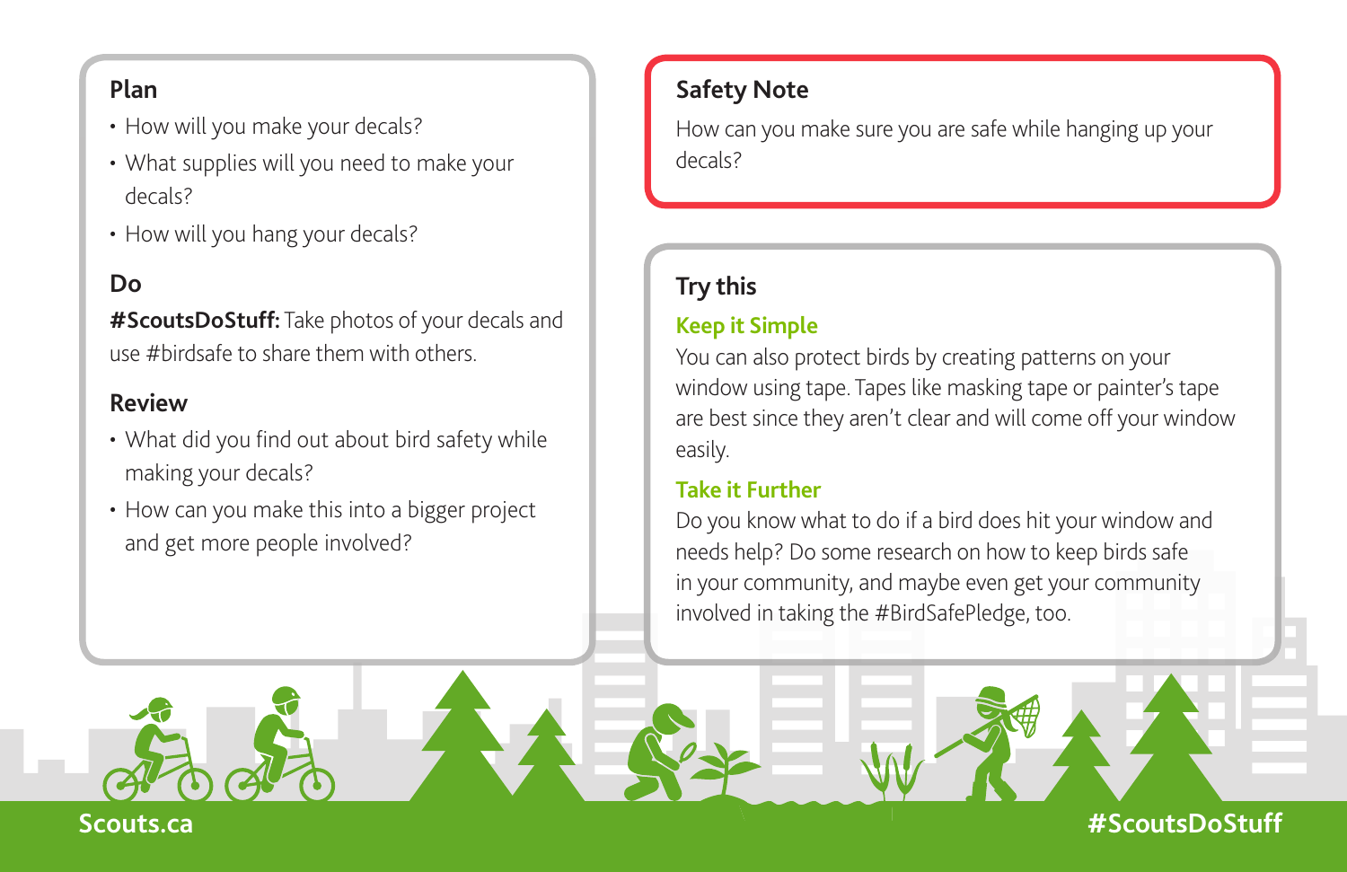## Plan

- How will you make your decals?
- What supplies will you need to make your decals?
- How will you hang your decals?

## Do

**#ScoutsDoStuff:** Take photos of your decals and use #birdsafe to share them with others.

## Review

- What did you find out about bird safety while making your decals?
- How can you make this into a bigger project and get more people involved?

## Safety Note

How can you make sure you are safe while hanging up your decals?

## Try this

### Keep it Simple

You can also protect birds by creating patterns on your window using tape. Tapes like masking tape or painter's tape are best since they aren't clear and will come off your window easily.

### Take it Further

Do you know what to do if a bird does hit your window and needs help? Do some research on how to keep birds safe in your community, and maybe even get your community involved in taking the #BirdSafePledge, too.

Scouts.ca

#ScoutsDoStuff